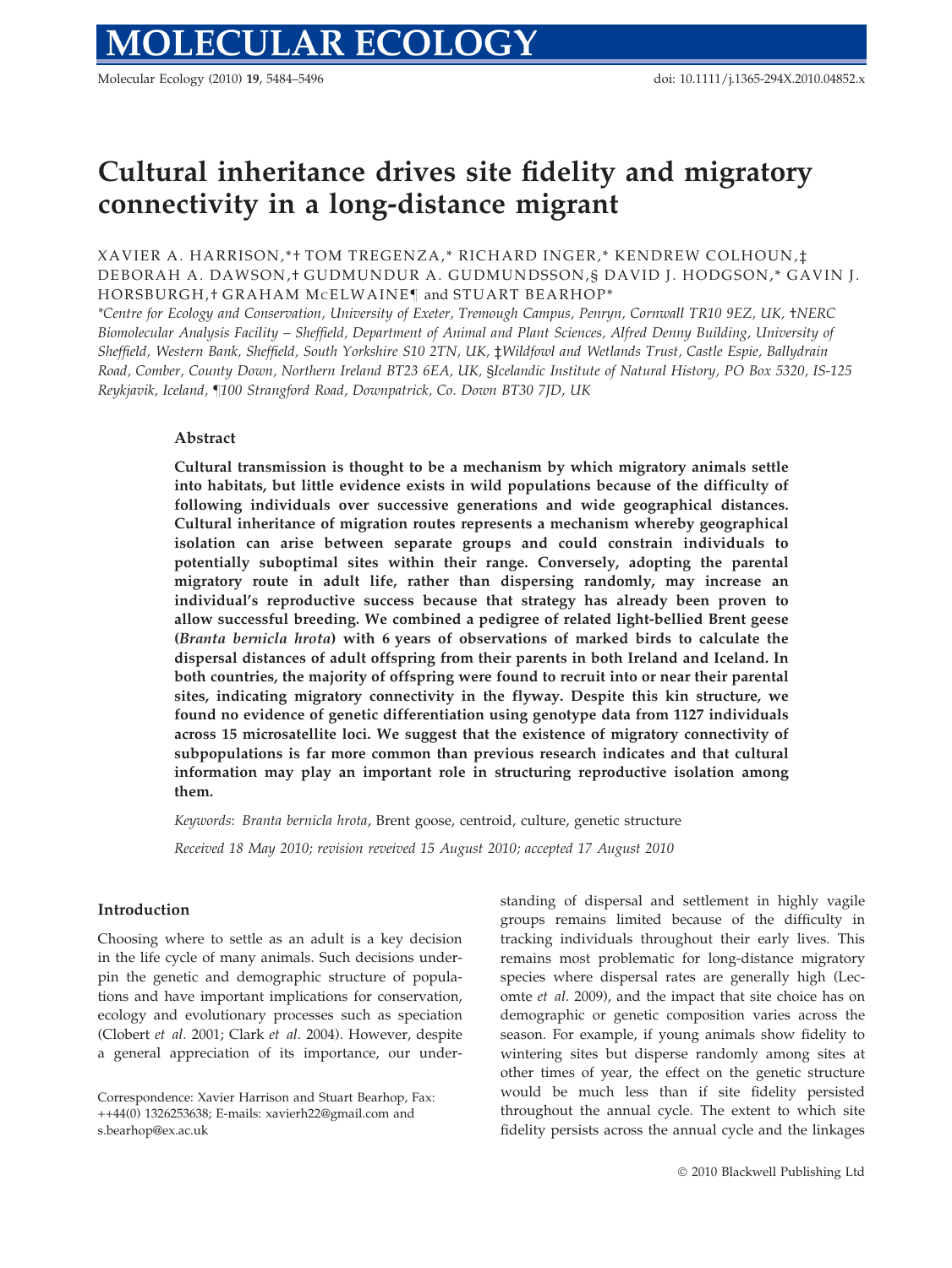# Cultural inheritance drives site fidelity and migratory connectivity in a long-distance migrant

XAVIER A. HARRISON,*† TOM TREGENZA,* RICHARD INGER,* KENDREW COLHOUN,‡ DEBORAH A. DAWSON,† GUDMUNDUR A. GUDMUNDSSON,§ DAVID J. HODGSON,* GAVIN J. HORSBURGH,† GRAHAM McELWAINE¶ and STUART BEARHOP*

*Centre for Ecology and Conservation, University of Exeter, Tremough Campus, Penryn, Cornwall TR10 9EZ, UK, †NERC Biomolecular Analysis Facility – Sheffield, Department of Animal and Plant Sciences, Alfred Denny Building, University of Sheffield, Western Bank, Sheffield, South Yorkshire S10 2TN, UK, ‡Wildfowl and Wetlands Trust, Castle Espie, Ballydrain Road, Comber, County Down, Northern Ireland BT23 6EA, UK, §Icelandic Institute of Natural History, PO Box 5320, IS-125 Reykjavik, Iceland, ¶100 Strangford Road, Downpatrick, Co. Down BT30 7JD, UK

## Abstract

**Cultural transmission is thought to be a mechanism by which migratory animals settle into habitats, but little evidence exists in wild populations because of the difficulty of following individuals over successive generations and wide geographical distances. Cultural inheritance of migration routes represents a mechanism whereby geographical isolation can arise between separate groups and could constrain individuals to potentially suboptimal sites within their range. Conversely, adopting the parental migratory route in adult life, rather than dispersing randomly, may increase an individual's reproductive success because that strategy has already been proven to allow successful breeding. We combined a pedigree of related light-bellied Brent geese (*Branta bernicla hrota*) with 6 years of observations of marked birds to calculate the dispersal distances of adult offspring from their parents in both Ireland and Iceland. In both countries, the majority of offspring were found to recruit into or near their parental sites, indicating migratory connectivity in the flyway. Despite this kin structure, we found no evidence of genetic differentiation using genotype data from 1127 individuals across 15 microsatellite loci. We suggest that the existence of migratory connectivity of subpopulations is far more common than previous research indicates and that cultural information may play an important role in structuring reproductive isolation among them.**

*Keywords*: *Branta bernicla hrota*, Brent goose, centroid, culture, genetic structure

*Received 18 May 2010; revision reveived 15 August 2010; accepted 17 August 2010*

## Introduction

Choosing where to settle as an adult is a key decision in the life cycle of many animals. Such decisions underpin the genetic and demographic structure of populations and have important implications for conservation, ecology and evolutionary processes such as speciation (Clobert *et al*. 2001; Clark *et al*. 2004). However, despite a general appreciation of its importance, our understanding of dispersal and settlement in highly vagile groups remains limited because of the difficulty in tracking individuals throughout their early lives. This remains most problematic for long-distance migratory species where dispersal rates are generally high (Lecomte *et al*. 2009), and the impact that site choice has on demographic or genetic composition varies across the season. For example, if young animals show fidelity to wintering sites but disperse randomly among sites at other times of year, the effect on the genetic structure would be much less than if site fidelity persisted throughout the annual cycle. The extent to which site fidelity persists across the annual cycle and the linkages

Correspondence: Xavier Harrison and Stuart Bearhop, Fax: ++44(0) 1326253638; E-mails: xavierh22@gmail.com and s.bearhop@ex.ac.uk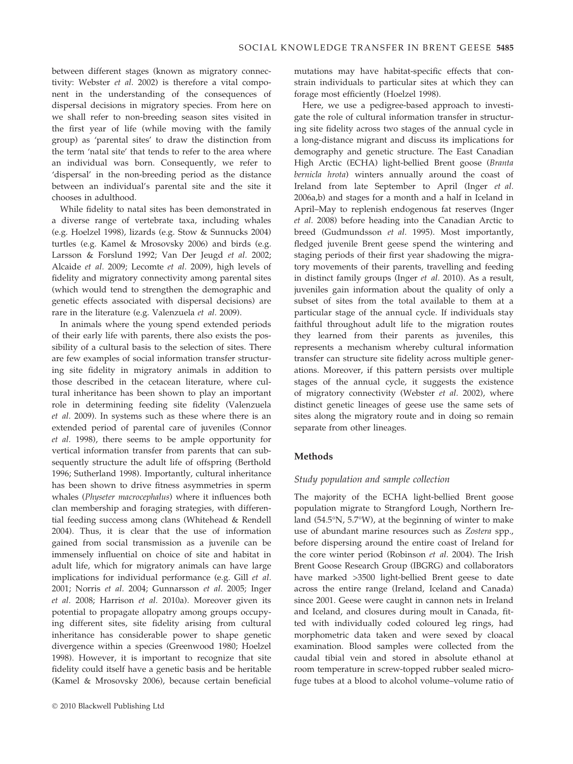between different stages (known as migratory connectivity: Webster *et al.* 2002) is therefore a vital component in the understanding of the consequences of dispersal decisions in migratory species. From here on we shall refer to non-breeding season sites visited in the first year of life (while moving with the family group) as 'parental sites' to draw the distinction from the term 'natal site' that tends to refer to the area where an individual was born. Consequently, we refer to 'dispersal' in the non-breeding period as the distance between an individual's parental site and the site it chooses in adulthood.

While fidelity to natal sites has been demonstrated in a diverse range of vertebrate taxa, including whales (e.g. Hoelzel 1998), lizards (e.g. Stow & Sunnucks 2004) turtles (e.g. Kamel & Mrosovsky 2006) and birds (e.g. Larsson & Forslund 1992; Van Der Jeugd *et al.* 2002; Alcaide *et al.* 2009; Lecomte *et al.* 2009), high levels of fidelity and migratory connectivity among parental sites (which would tend to strengthen the demographic and genetic effects associated with dispersal decisions) are rare in the literature (e.g. Valenzuela *et al.* 2009).

In animals where the young spend extended periods of their early life with parents, there also exists the possibility of a cultural basis to the selection of sites. There are few examples of social information transfer structuring site fidelity in migratory animals in addition to those described in the cetacean literature, where cultural inheritance has been shown to play an important role in determining feeding site fidelity (Valenzuela *et al.* 2009). In systems such as these where there is an extended period of parental care of juveniles (Connor *et al.* 1998), there seems to be ample opportunity for vertical information transfer from parents that can subsequently structure the adult life of offspring (Berthold 1996; Sutherland 1998). Importantly, cultural inheritance has been shown to drive fitness asymmetries in sperm whales (*Physeter macrocephalus*) where it influences both clan membership and foraging strategies, with differential feeding success among clans (Whitehead & Rendell 2004). Thus, it is clear that the use of information gained from social transmission as a juvenile can be immensely influential on choice of site and habitat in adult life, which for migratory animals can have large implications for individual performance (e.g. Gill *et al.* 2001; Norris *et al.* 2004; Gunnarsson *et al.* 2005; Inger *et al.* 2008; Harrison *et al.* 2010a). Moreover given its potential to propagate allopatry among groups occupying different sites, site fidelity arising from cultural inheritance has considerable power to shape genetic divergence within a species (Greenwood 1980; Hoelzel 1998). However, it is important to recognize that site fidelity could itself have a genetic basis and be heritable (Kamel & Mrosovsky 2006), because certain beneficial mutations may have habitat-specific effects that constrain individuals to particular sites at which they can forage most efficiently (Hoelzel 1998).

Here, we use a pedigree-based approach to investigate the role of cultural information transfer in structuring site fidelity across two stages of the annual cycle in a long-distance migrant and discuss its implications for demography and genetic structure. The East Canadian High Arctic (ECHA) light-bellied Brent goose (*Branta bernicla hrota*) winters annually around the coast of Ireland from late September to April (Inger *et al.* 2006a,b) and stages for a month and a half in Iceland in April–May to replenish endogenous fat reserves (Inger *et al.* 2008) before heading into the Canadian Arctic to breed (Gudmundsson *et al.* 1995). Most importantly, fledged juvenile Brent geese spend the wintering and staging periods of their first year shadowing the migratory movements of their parents, travelling and feeding in distinct family groups (Inger *et al.* 2010). As a result, juveniles gain information about the quality of only a subset of sites from the total available to them at a particular stage of the annual cycle. If individuals stay faithful throughout adult life to the migration routes they learned from their parents as juveniles, this represents a mechanism whereby cultural information transfer can structure site fidelity across multiple generations. Moreover, if this pattern persists over multiple stages of the annual cycle, it suggests the existence of migratory connectivity (Webster *et al.* 2002), where distinct genetic lineages of geese use the same sets of sites along the migratory route and in doing so remain separate from other lineages.

## Methods

### Study population and sample collection

The majority of the ECHA light-bellied Brent goose population migrate to Strangford Lough, Northern Ireland (54.5°N, 5.7°W), at the beginning of winter to make use of abundant marine resources such as *Zostera* spp., before dispersing around the entire coast of Ireland for the core winter period (Robinson *et al.* 2004). The Irish Brent Goose Research Group (IBGRG) and collaborators have marked >3500 light-bellied Brent geese to date across the entire range (Ireland, Iceland and Canada) since 2001. Geese were caught in cannon nets in Ireland and Iceland, and closures during moult in Canada, fitted with individually coded coloured leg rings, had morphometric data taken and were sexed by cloacal examination. Blood samples were collected from the caudal tibial vein and stored in absolute ethanol at room temperature in screw-topped rubber sealed microfuge tubes at a blood to alcohol volume–volume ratio of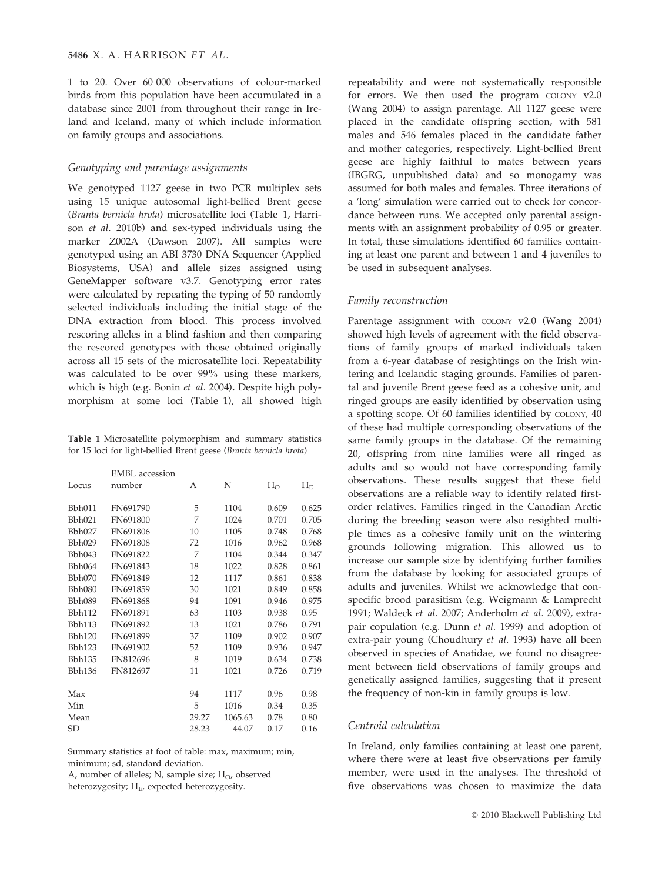1 to 20. Over 60 000 observations of colour-marked birds from this population have been accumulated in a database since 2001 from throughout their range in Ireland and Iceland, many of which include information on family groups and associations.

### *Genotyping and parentage assignments*

We genotyped 1127 geese in two PCR multiplex sets using 15 unique autosomal light-bellied Brent geese (*Branta bernicla hrota*) microsatellite loci (Table 1, Harrison *et al.* 2010b) and sex-typed individuals using the marker Z002A (Dawson 2007). All samples were genotyped using an ABI 3730 DNA Sequencer (Applied Biosystems, USA) and allele sizes assigned using GeneMapper software v3.7. Genotyping error rates were calculated by repeating the typing of 50 randomly selected individuals including the initial stage of the DNA extraction from blood. This process involved rescoring alleles in a blind fashion and then comparing the rescored genotypes with those obtained originally across all 15 sets of the microsatellite loci. Repeatability was calculated to be over 99% using these markers, which is high (e.g. Bonin *et al.* 2004). Despite high polymorphism at some loci (Table 1), all showed high repeatability and were not systematically responsible for errors. We then used the program COLONY v2.0 (Wang 2004) to assign parentage. All 1127 geese were placed in the candidate offspring section, with 581 males and 546 females placed in the candidate father and mother categories, respectively. Light-bellied Brent geese are highly faithful to mates between years (IBGRG, unpublished data) and so monogamy was assumed for both males and females. Three iterations of a 'long' simulation were carried out to check for concordance between runs. We accepted only parental assignments with an assignment probability of 0.95 or greater. In total, these simulations identified 60 families containing at least one parent and between 1 and 4 juveniles to be used in subsequent analyses.

**Table 1** Microsatellite polymorphism and summary statistics for 15 loci for light-bellied Brent geese (*Branta bernicla hrota*)

| Locus | EMBL accession number | A | N | $H_O$ | $H_E$ |
|---|---|---|---|---|---|
| Bbh011 | FN691790 | 5 | 1104 | 0.609 | 0.625 |
| Bbh021 | FN691800 | 7 | 1024 | 0.701 | 0.705 |
| Bbh027 | FN691806 | 10 | 1105 | 0.748 | 0.768 |
| Bbh029 | FN691808 | 72 | 1016 | 0.962 | 0.968 |
| Bbh043 | FN691822 | 7 | 1104 | 0.344 | 0.347 |
| Bbh064 | FN691843 | 18 | 1022 | 0.828 | 0.861 |
| Bbh070 | FN691849 | 12 | 1117 | 0.861 | 0.838 |
| Bbh080 | FN691859 | 30 | 1021 | 0.849 | 0.858 |
| Bbh089 | FN691868 | 94 | 1091 | 0.946 | 0.975 |
| Bbh112 | FN691891 | 63 | 1103 | 0.938 | 0.95 |
| Bbh113 | FN691892 | 13 | 1021 | 0.786 | 0.791 |
| Bbh120 | FN691899 | 37 | 1109 | 0.902 | 0.907 |
| Bbh123 | FN691902 | 52 | 1109 | 0.936 | 0.947 |
| Bbh135 | FN812696 | 8 | 1019 | 0.634 | 0.738 |
| Bbh136 | FN812697 | 11 | 1021 | 0.726 | 0.719 |
| Max | | 94 | 1117 | 0.96 | 0.98 |
| Min | | 5 | 1016 | 0.34 | 0.35 |
| Mean | | 29.27 | 1065.63 | 0.78 | 0.80 |
| SD | | 28.23 | 44.07 | 0.17 | 0.16 |

Summary statistics at foot of table: max, maximum; min, minimum; sd, standard deviation.
A, number of alleles; N, sample size; $H_O$, observed heterozygosity; $H_E$, expected heterozygosity.

### *Family reconstruction*

Parentage assignment with COLONY v2.0 (Wang 2004) showed high levels of agreement with the field observations of family groups of marked individuals taken from a 6-year database of resightings on the Irish wintering and Icelandic staging grounds. Families of parental and juvenile Brent geese feed as a cohesive unit, and ringed groups are easily identified by observation using a spotting scope. Of 60 families identified by COLONY, 40 of these had multiple corresponding observations of the same family groups in the database. Of the remaining 20, offspring from nine families were all ringed as adults and so would not have corresponding family observations. These results suggest that these field observations are a reliable way to identify related first-order relatives. Families ringed in the Canadian Arctic during the breeding season were also resighted multiple times as a cohesive family unit on the wintering grounds following migration. This allowed us to increase our sample size by identifying further families from the database by looking for associated groups of adults and juveniles. Whilst we acknowledge that conspecific brood parasitism (e.g. Weigmann & Lamprecht 1991; Waldeck *et al.* 2007; Anderholm *et al.* 2009), extra-pair copulation (e.g. Dunn *et al.* 1999) and adoption of extra-pair young (Choudhury *et al.* 1993) have all been observed in species of Anatidae, we found no disagreement between field observations of family groups and genetically assigned families, suggesting that if present the frequency of non-kin in family groups is low.

### *Centroid calculation*

In Ireland, only families containing at least one parent, where there were at least five observations per family member, were used in the analyses. The threshold of five observations was chosen to maximize the data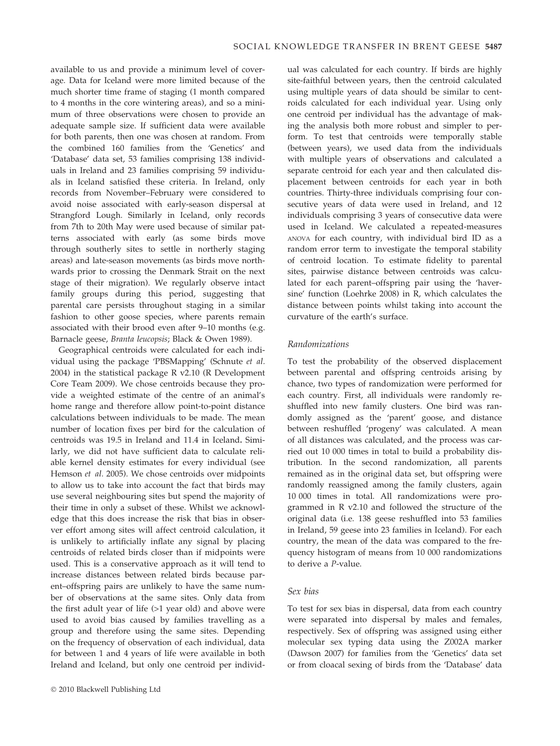available to us and provide a minimum level of coverage. Data for Iceland were more limited because of the much shorter time frame of staging (1 month compared to 4 months in the core wintering areas), and so a minimum of three observations were chosen to provide an adequate sample size. If sufficient data were available for both parents, then one was chosen at random. From the combined 160 families from the 'Genetics' and 'Database' data set, 53 families comprising 138 individuals in Ireland and 23 families comprising 59 individuals in Iceland satisfied these criteria. In Ireland, only records from November–February were considered to avoid noise associated with early-season dispersal at Strangford Lough. Similarly in Iceland, only records from 7th to 20th May were used because of similar patterns associated with early (as some birds move through southerly sites to settle in northerly staging areas) and late-season movements (as birds move northwards prior to crossing the Denmark Strait on the next stage of their migration). We regularly observe intact family groups during this period, suggesting that parental care persists throughout staging in a similar fashion to other goose species, where parents remain associated with their brood even after 9–10 months (e.g. Barnacle geese, *Branta leucopsis*; Black & Owen 1989).

Geographical centroids were calculated for each individual using the package 'PBSMapping' (Schnute *et al.* 2004) in the statistical package R v2.10 (R Development Core Team 2009). We chose centroids because they provide a weighted estimate of the centre of an animal's home range and therefore allow point-to-point distance calculations between individuals to be made. The mean number of location fixes per bird for the calculation of centroids was 19.5 in Ireland and 11.4 in Iceland. Similarly, we did not have sufficient data to calculate reliable kernel density estimates for every individual (see Hemson *et al.* 2005). We chose centroids over midpoints to allow us to take into account the fact that birds may use several neighbouring sites but spend the majority of their time in only a subset of these. Whilst we acknowledge that this does increase the risk that bias in observer effort among sites will affect centroid calculation, it is unlikely to artificially inflate any signal by placing centroids of related birds closer than if midpoints were used. This is a conservative approach as it will tend to increase distances between related birds because parent–offspring pairs are unlikely to have the same number of observations at the same sites. Only data from the first adult year of life (>1 year old) and above were used to avoid bias caused by families travelling as a group and therefore using the same sites. Depending on the frequency of observation of each individual, data for between 1 and 4 years of life were available in both Ireland and Iceland, but only one centroid per individual was calculated for each country. If birds are highly site-faithful between years, then the centroid calculated using multiple years of data should be similar to centroids calculated for each individual year. Using only one centroid per individual has the advantage of making the analysis both more robust and simpler to perform. To test that centroids were temporally stable (between years), we used data from the individuals with multiple years of observations and calculated a separate centroid for each year and then calculated displacement between centroids for each year in both countries. Thirty-three individuals comprising four consecutive years of data were used in Ireland, and 12 individuals comprising 3 years of consecutive data were used in Iceland. We calculated a repeated-measures ANOVA for each country, with individual bird ID as a random error term to investigate the temporal stability of centroid location. To estimate fidelity to parental sites, pairwise distance between centroids was calculated for each parent–offspring pair using the 'haversine' function (Loehrke 2008) in R, which calculates the distance between points whilst taking into account the curvature of the earth's surface.

### *Randomizations*

To test the probability of the observed displacement between parental and offspring centroids arising by chance, two types of randomization were performed for each country. First, all individuals were randomly reshuffled into new family clusters. One bird was randomly assigned as the 'parent' goose, and distance between reshuffled 'progeny' was calculated. A mean of all distances was calculated, and the process was carried out 10 000 times in total to build a probability distribution. In the second randomization, all parents remained as in the original data set, but offspring were randomly reassigned among the family clusters, again 10 000 times in total. All randomizations were programmed in R v2.10 and followed the structure of the original data (i.e. 138 geese reshuffled into 53 families in Ireland, 59 geese into 23 families in Iceland). For each country, the mean of the data was compared to the frequency histogram of means from 10 000 randomizations to derive a *P*-value.

### *Sex bias*

To test for sex bias in dispersal, data from each country were separated into dispersal by males and females, respectively. Sex of offspring was assigned using either molecular sex typing data using the Z002A marker (Dawson 2007) for families from the 'Genetics' data set or from cloacal sexing of birds from the 'Database' data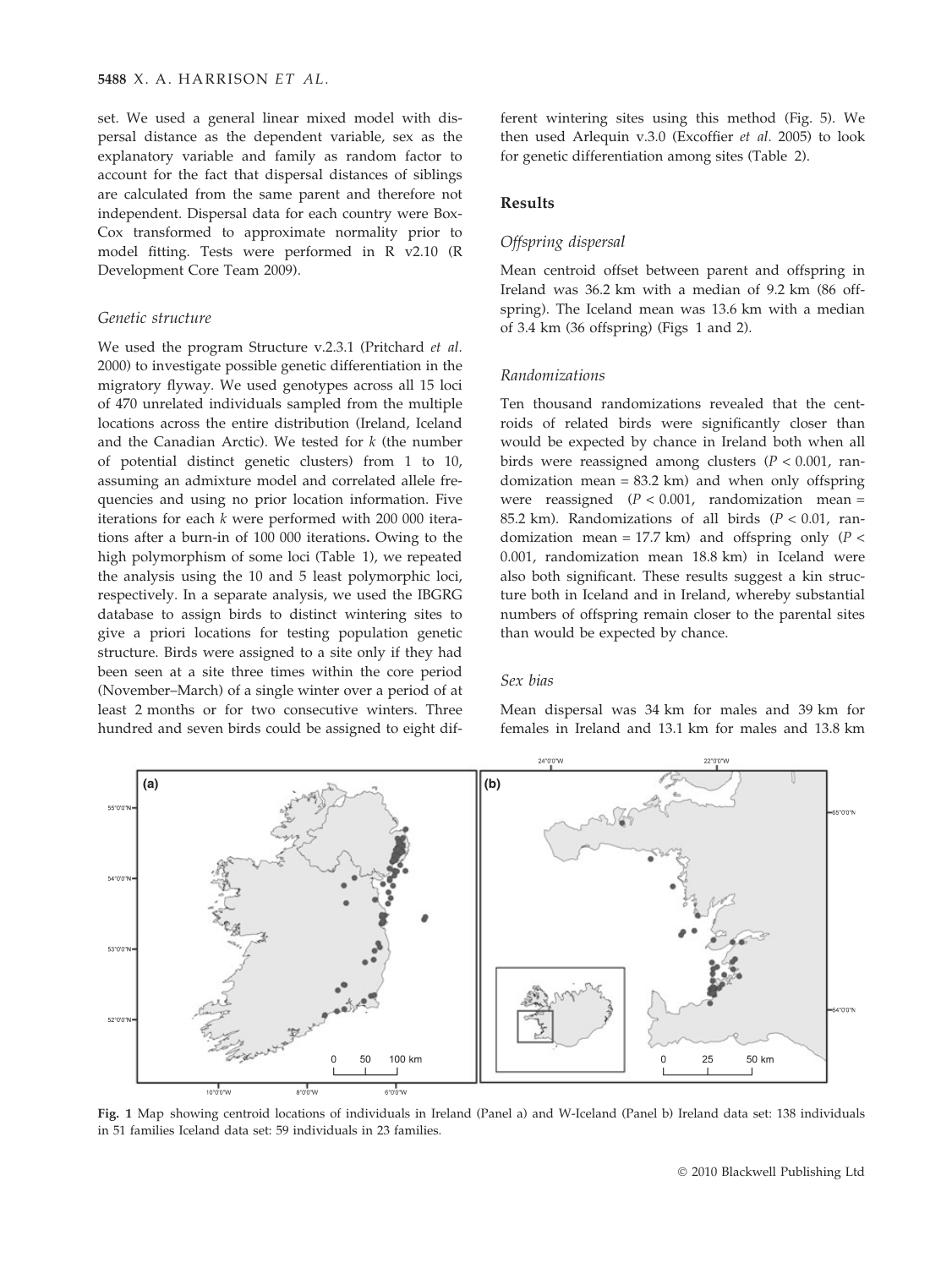set. We used a general linear mixed model with dispersal distance as the dependent variable, sex as the explanatory variable and family as random factor to account for the fact that dispersal distances of siblings are calculated from the same parent and therefore not independent. Dispersal data for each country were Box-Cox transformed to approximate normality prior to model fitting. Tests were performed in R v2.10 (R Development Core Team 2009).

### Genetic structure

We used the program Structure v.2.3.1 (Pritchard *et al.* 2000) to investigate possible genetic differentiation in the migratory flyway. We used genotypes across all 15 loci of 470 unrelated individuals sampled from the multiple locations across the entire distribution (Ireland, Iceland and the Canadian Arctic). We tested for $k$ (the number of potential distinct genetic clusters) from 1 to 10, assuming an admixture model and correlated allele frequencies and using no prior location information. Five iterations for each $k$ were performed with 200 000 iterations after a burn-in of 100 000 iterations. Owing to the high polymorphism of some loci (Table 1), we repeated the analysis using the 10 and 5 least polymorphic loci, respectively. In a separate analysis, we used the IBGRG database to assign birds to distinct wintering sites to give a priori locations for testing population genetic structure. Birds were assigned to a site only if they had been seen at a site three times within the core period (November–March) of a single winter over a period of at least 2 months or for two consecutive winters. Three hundred and seven birds could be assigned to eight different wintering sites using this method (Fig. 5). We then used Arlequin v.3.0 (Excoffier *et al.* 2005) to look for genetic differentiation among sites (Table 2).

## Results

### Offspring dispersal

Mean centroid offset between parent and offspring in Ireland was 36.2 km with a median of 9.2 km (86 offspring). The Iceland mean was 13.6 km with a median of 3.4 km (36 offspring) (Figs 1 and 2).

### Randomizations

Ten thousand randomizations revealed that the centroids of related birds were significantly closer than would be expected by chance in Ireland both when all birds were reassigned among clusters ($P < 0.001$, randomization mean = 83.2 km) and when only offspring were reassigned ($P < 0.001$, randomization mean = 85.2 km). Randomizations of all birds ($P < 0.01$, randomization mean = 17.7 km) and offspring only ($P < 0.001$, randomization mean 18.8 km) in Iceland were also both significant. These results suggest a kin structure both in Iceland and in Ireland, whereby substantial numbers of offspring remain closer to the parental sites than would be expected by chance.

### Sex bias

Mean dispersal was 34 km for males and 39 km for females in Ireland and 13.1 km for males and 13.8 km

**Fig. 1** Map showing centroid locations of individuals in Ireland (Panel a) and W-Iceland (Panel b) Ireland data set: 138 individuals in 51 families Iceland data set: 59 individuals in 23 families.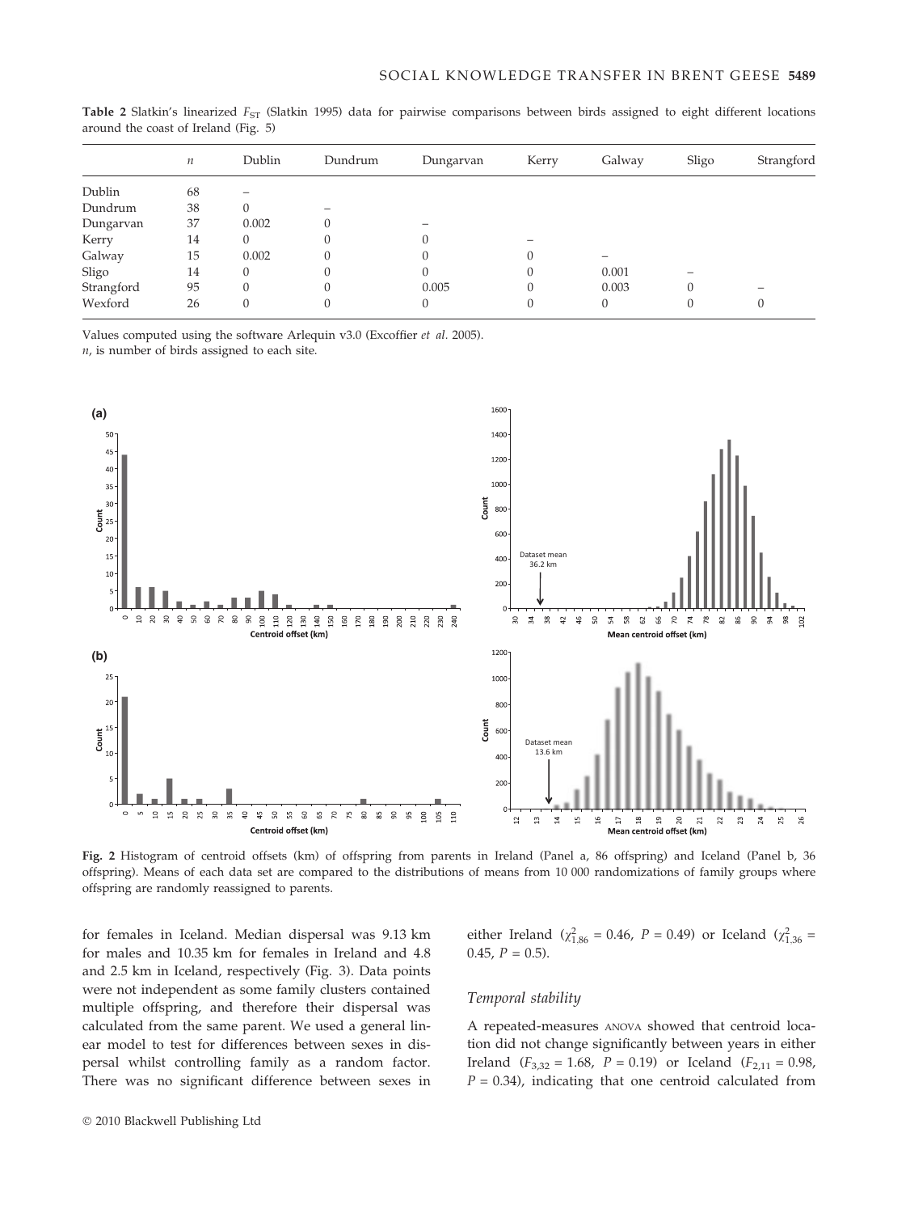**Table 2** Slatkin's linearized $F_{ST}$ (Slatkin 1995) data for pairwise comparisons between birds assigned to eight different locations around the coast of Ireland (Fig. 5)

| | $n$ | Dublin | Dundrum | Dungarvan | Kerry | Galway | Sligo | Strangford |
|---|---|---|---|---|---|---|---|---|
| Dublin | 68 | – | | | | | | |
| Dundrum | 38 | 0 | – | | | | | |
| Dungarvan | 37 | 0.002 | 0 | – | | | | |
| Kerry | 14 | 0 | 0 | 0 | – | | | |
| Galway | 15 | 0.002 | 0 | 0 | 0 | – | | |
| Sligo | 14 | 0 | 0 | 0 | 0 | 0.001 | – | |
| Strangford | 95 | 0 | 0 | 0.005 | 0 | 0.003 | 0 | – |
| Wexford | 26 | 0 | 0 | 0 | 0 | 0 | 0 | 0 |

Values computed using the software Arlequin v3.0 (Excoffier *et al*. 2005).
$n$, is number of birds assigned to each site.

**Fig. 2** Histogram of centroid offsets (km) of offspring from parents in Ireland (Panel a, 86 offspring) and Iceland (Panel b, 36 offspring). Means of each data set are compared to the distributions of means from 10 000 randomizations of family groups where offspring are randomly reassigned to parents.

for females in Iceland. Median dispersal was 9.13 km for males and 10.35 km for females in Ireland and 4.8 and 2.5 km in Iceland, respectively (Fig. 3). Data points were not independent as some family clusters contained multiple offspring, and therefore their dispersal was calculated from the same parent. We used a general linear model to test for differences between sexes in dispersal whilst controlling family as a random factor. There was no significant difference between sexes in either Ireland ($\chi^2_{1,86} = 0.46$, $P = 0.49$) or Iceland ($\chi^2_{1,36} = 0.45$, $P = 0.5$).

### Temporal stability

A repeated-measures ANOVA showed that centroid location did not change significantly between years in either Ireland ($F_{3,32} = 1.68$, $P = 0.19$) or Iceland ($F_{2,11} = 0.98$, $P = 0.34$), indicating that one centroid calculated from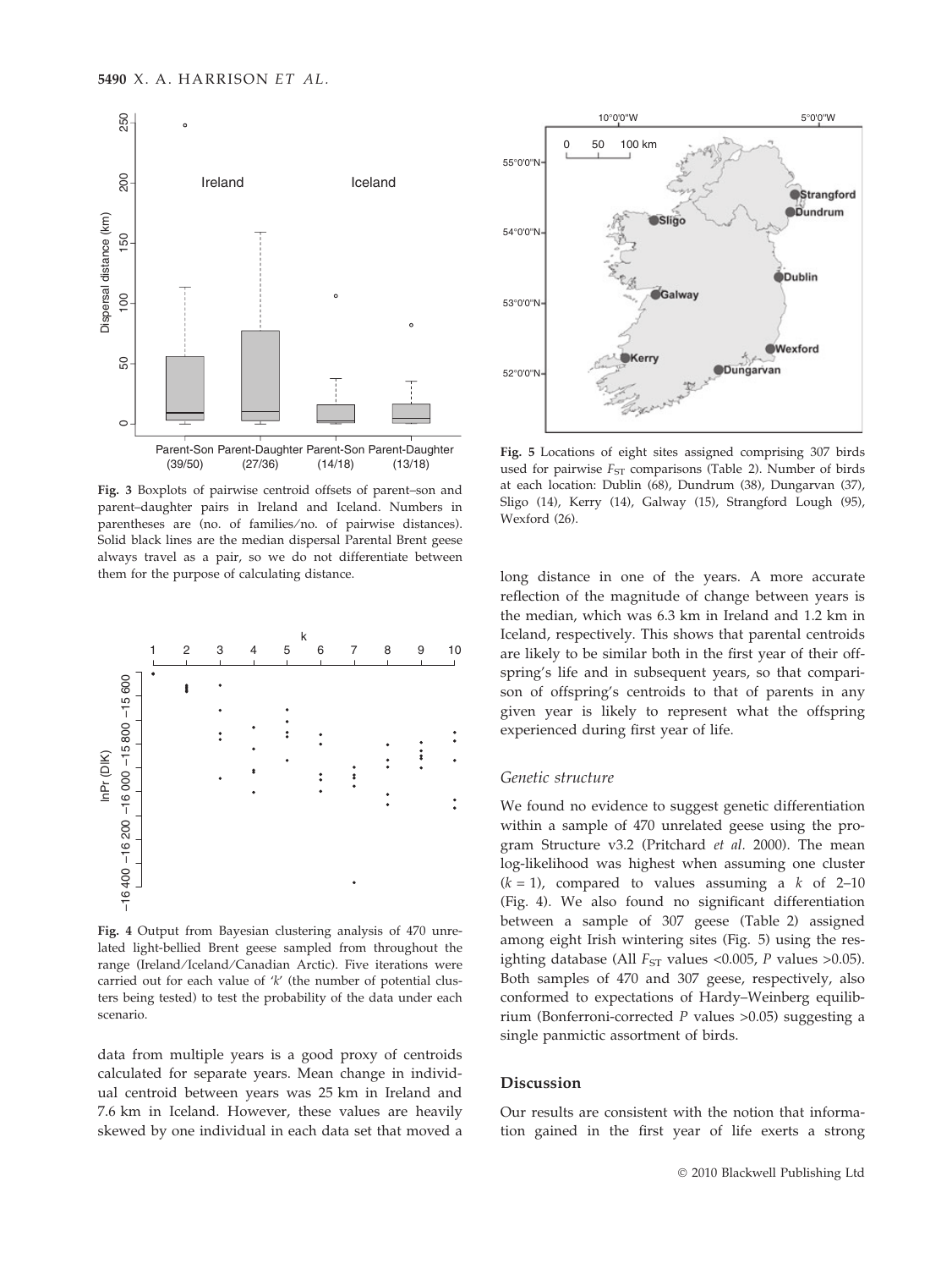Fig. 3 Boxplots of pairwise centroid offsets of parent–son and parent–daughter pairs in Ireland and Iceland. Numbers in parentheses are (no. of families/no. of pairwise distances). Solid black lines are the median dispersal Parental Brent geese always travel as a pair, so we do not differentiate between them for the purpose of calculating distance.

Fig. 4 Output from Bayesian clustering analysis of 470 unrelated light-bellied Brent geese sampled from throughout the range (Ireland/Iceland/Canadian Arctic). Five iterations were carried out for each value of '*k*' (the number of potential clusters being tested) to test the probability of the data under each scenario.

data from multiple years is a good proxy of centroids calculated for separate years. Mean change in individual centroid between years was 25 km in Ireland and 7.6 km in Iceland. However, these values are heavily skewed by one individual in each data set that moved a long distance in one of the years. A more accurate reflection of the magnitude of change between years is the median, which was 6.3 km in Ireland and 1.2 km in Iceland, respectively. This shows that parental centroids are likely to be similar both in the first year of their offspring's life and in subsequent years, so that comparison of offspring's centroids to that of parents in any given year is likely to represent what the offspring experienced during first year of life.

Fig. 5 Locations of eight sites assigned comprising 307 birds used for pairwise $F_{ST}$ comparisons (Table 2). Number of birds at each location: Dublin (68), Dundrum (38), Dungarvan (37), Sligo (14), Kerry (14), Galway (15), Strangford Lough (95), Wexford (26).

### *Genetic structure*

We found no evidence to suggest genetic differentiation within a sample of 470 unrelated geese using the program Structure v3.2 (Pritchard *et al.* 2000). The mean log-likelihood was highest when assuming one cluster ($k = 1$), compared to values assuming a $k$ of 2–10 (Fig. 4). We also found no significant differentiation between a sample of 307 geese (Table 2) assigned among eight Irish wintering sites (Fig. 5) using the resighting database (All $F_{ST}$ values <0.005, $P$ values >0.05). Both samples of 470 and 307 geese, respectively, also conformed to expectations of Hardy–Weinberg equilibrium (Bonferroni-corrected $P$ values >0.05) suggesting a single panmictic assortment of birds.

## Discussion

Our results are consistent with the notion that information gained in the first year of life exerts a strong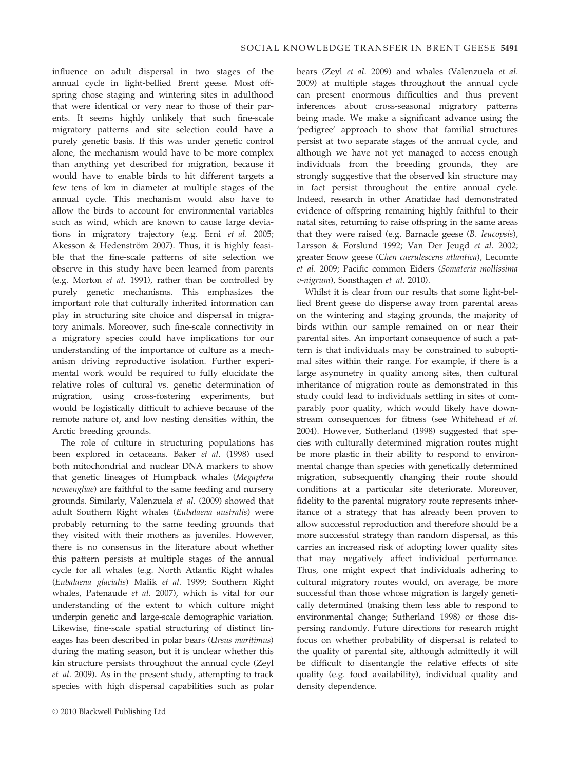influence on adult dispersal in two stages of the annual cycle in light-bellied Brent geese. Most offspring chose staging and wintering sites in adulthood that were identical or very near to those of their parents. It seems highly unlikely that such fine-scale migratory patterns and site selection could have a purely genetic basis. If this was under genetic control alone, the mechanism would have to be more complex than anything yet described for migration, because it would have to enable birds to hit different targets a few tens of km in diameter at multiple stages of the annual cycle. This mechanism would also have to allow the birds to account for environmental variables such as wind, which are known to cause large deviations in migratory trajectory (e.g. Erni *et al.* 2005; Akesson & Hedenström 2007). Thus, it is highly feasible that the fine-scale patterns of site selection we observe in this study have been learned from parents (e.g. Morton *et al.* 1991), rather than be controlled by purely genetic mechanisms. This emphasizes the important role that culturally inherited information can play in structuring site choice and dispersal in migratory animals. Moreover, such fine-scale connectivity in a migratory species could have implications for our understanding of the importance of culture as a mechanism driving reproductive isolation. Further experimental work would be required to fully elucidate the relative roles of cultural vs. genetic determination of migration, using cross-fostering experiments, but would be logistically difficult to achieve because of the remote nature of, and low nesting densities within, the Arctic breeding grounds.

The role of culture in structuring populations has been explored in cetaceans. Baker *et al.* (1998) used both mitochondrial and nuclear DNA markers to show that genetic lineages of Humpback whales (*Megaptera novaengliae*) are faithful to the same feeding and nursery grounds. Similarly, Valenzuela *et al.* (2009) showed that adult Southern Right whales (*Eubalaena australis*) were probably returning to the same feeding grounds that they visited with their mothers as juveniles. However, there is no consensus in the literature about whether this pattern persists at multiple stages of the annual cycle for all whales (e.g. North Atlantic Right whales (*Eubalaena glacialis*) Malik *et al.* 1999; Southern Right whales, Patenaude *et al.* 2007), which is vital for our understanding of the extent to which culture might underpin genetic and large-scale demographic variation. Likewise, fine-scale spatial structuring of distinct lineages has been described in polar bears (*Ursus maritimus*) during the mating season, but it is unclear whether this kin structure persists throughout the annual cycle (Zeyl *et al.* 2009). As in the present study, attempting to track species with high dispersal capabilities such as polar bears (Zeyl *et al.* 2009) and whales (Valenzuela *et al.* 2009) at multiple stages throughout the annual cycle can present enormous difficulties and thus prevent inferences about cross-seasonal migratory patterns being made. We make a significant advance using the 'pedigree' approach to show that familial structures persist at two separate stages of the annual cycle, and although we have not yet managed to access enough individuals from the breeding grounds, they are strongly suggestive that the observed kin structure may in fact persist throughout the entire annual cycle. Indeed, research in other Anatidae had demonstrated evidence of offspring remaining highly faithful to their natal sites, returning to raise offspring in the same areas that they were raised (e.g. Barnacle geese (*B. leucopsis*), Larsson & Forslund 1992; Van Der Jeugd *et al.* 2002; greater Snow geese (*Chen caerulescens atlantica*), Lecomte *et al.* 2009; Pacific common Eiders (*Somateria mollissima v-nigrum*), Sonsthagen *et al.* 2010).

Whilst it is clear from our results that some light-bellied Brent geese do disperse away from parental areas on the wintering and staging grounds, the majority of birds within our sample remained on or near their parental sites. An important consequence of such a pattern is that individuals may be constrained to suboptimal sites within their range. For example, if there is a large asymmetry in quality among sites, then cultural inheritance of migration route as demonstrated in this study could lead to individuals settling in sites of comparably poor quality, which would likely have downstream consequences for fitness (see Whitehead *et al.* 2004). However, Sutherland (1998) suggested that species with culturally determined migration routes might be more plastic in their ability to respond to environmental change than species with genetically determined migration, subsequently changing their route should conditions at a particular site deteriorate. Moreover, fidelity to the parental migratory route represents inheritance of a strategy that has already been proven to allow successful reproduction and therefore should be a more successful strategy than random dispersal, as this carries an increased risk of adopting lower quality sites that may negatively affect individual performance. Thus, one might expect that individuals adhering to cultural migratory routes would, on average, be more successful than those whose migration is largely genetically determined (making them less able to respond to environmental change; Sutherland 1998) or those dispersing randomly. Future directions for research might focus on whether probability of dispersal is related to the quality of parental site, although admittedly it will be difficult to disentangle the relative effects of site quality (e.g. food availability), individual quality and density dependence.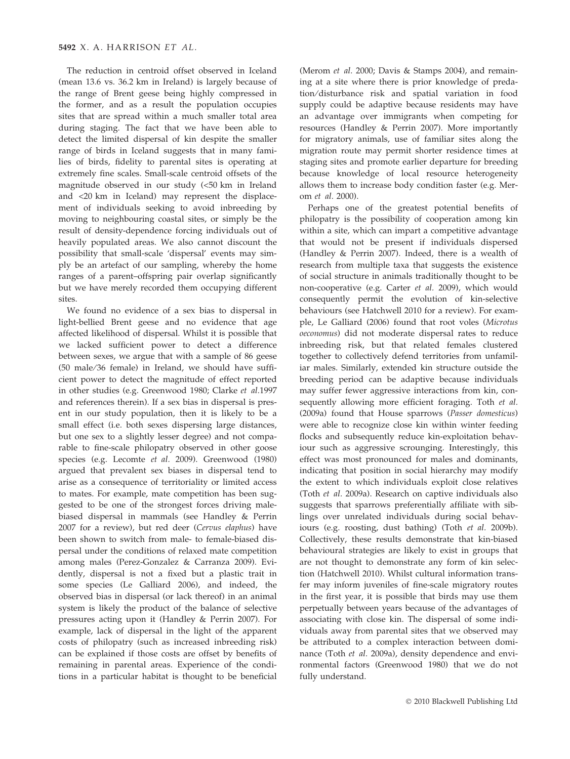The reduction in centroid offset observed in Iceland (mean 13.6 vs. 36.2 km in Ireland) is largely because of the range of Brent geese being highly compressed in the former, and as a result the population occupies sites that are spread within a much smaller total area during staging. The fact that we have been able to detect the limited dispersal of kin despite the smaller range of birds in Iceland suggests that in many families of birds, fidelity to parental sites is operating at extremely fine scales. Small-scale centroid offsets of the magnitude observed in our study (<50 km in Ireland and <20 km in Iceland) may represent the displacement of individuals seeking to avoid inbreeding by moving to neighbouring coastal sites, or simply be the result of density-dependence forcing individuals out of heavily populated areas. We also cannot discount the possibility that small-scale 'dispersal' events may simply be an artefact of our sampling, whereby the home ranges of a parent–offspring pair overlap significantly but we have merely recorded them occupying different sites.

We found no evidence of a sex bias to dispersal in light-bellied Brent geese and no evidence that age affected likelihood of dispersal. Whilst it is possible that we lacked sufficient power to detect a difference between sexes, we argue that with a sample of 86 geese (50 male/36 female) in Ireland, we should have sufficient power to detect the magnitude of effect reported in other studies (e.g. Greenwood 1980; Clarke *et al.*1997 and references therein). If a sex bias in dispersal is present in our study population, then it is likely to be a small effect (i.e. both sexes dispersing large distances, but one sex to a slightly lesser degree) and not comparable to fine-scale philopatry observed in other goose species (e.g. Lecomte *et al.* 2009). Greenwood (1980) argued that prevalent sex biases in dispersal tend to arise as a consequence of territoriality or limited access to mates. For example, mate competition has been suggested to be one of the strongest forces driving male-biased dispersal in mammals (see Handley & Perrin 2007 for a review), but red deer (*Cervus elaphus*) have been shown to switch from male- to female-biased dispersal under the conditions of relaxed mate competition among males (Perez-Gonzalez & Carranza 2009). Evidently, dispersal is not a fixed but a plastic trait in some species (Le Galliard 2006), and indeed, the observed bias in dispersal (or lack thereof) in an animal system is likely the product of the balance of selective pressures acting upon it (Handley & Perrin 2007). For example, lack of dispersal in the light of the apparent costs of philopatry (such as increased inbreeding risk) can be explained if those costs are offset by benefits of remaining in parental areas. Experience of the conditions in a particular habitat is thought to be beneficial (Merom *et al.* 2000; Davis & Stamps 2004), and remaining at a site where there is prior knowledge of predation/disturbance risk and spatial variation in food supply could be adaptive because residents may have an advantage over immigrants when competing for resources (Handley & Perrin 2007). More importantly for migratory animals, use of familiar sites along the migration route may permit shorter residence times at staging sites and promote earlier departure for breeding because knowledge of local resource heterogeneity allows them to increase body condition faster (e.g. Merom *et al.* 2000).

Perhaps one of the greatest potential benefits of philopatry is the possibility of cooperation among kin within a site, which can impart a competitive advantage that would not be present if individuals dispersed (Handley & Perrin 2007). Indeed, there is a wealth of research from multiple taxa that suggests the existence of social structure in animals traditionally thought to be non-cooperative (e.g. Carter *et al.* 2009), which would consequently permit the evolution of kin-selective behaviours (see Hatchwell 2010 for a review). For example, Le Galliard (2006) found that root voles (*Microtus oeconomus*) did not moderate dispersal rates to reduce inbreeding risk, but that related females clustered together to collectively defend territories from unfamiliar males. Similarly, extended kin structure outside the breeding period can be adaptive because individuals may suffer fewer aggressive interactions from kin, consequently allowing more efficient foraging. Toth *et al.* (2009a) found that House sparrows (*Passer domesticus*) were able to recognize close kin within winter feeding flocks and subsequently reduce kin-exploitation behaviour such as aggressive scrounging. Interestingly, this effect was most pronounced for males and dominants, indicating that position in social hierarchy may modify the extent to which individuals exploit close relatives (Toth *et al.* 2009a). Research on captive individuals also suggests that sparrows preferentially affiliate with siblings over unrelated individuals during social behaviours (e.g. roosting, dust bathing) (Toth *et al.* 2009b). Collectively, these results demonstrate that kin-biased behavioural strategies are likely to exist in groups that are not thought to demonstrate any form of kin selection (Hatchwell 2010). Whilst cultural information transfer may inform juveniles of fine-scale migratory routes in the first year, it is possible that birds may use them perpetually between years because of the advantages of associating with close kin. The dispersal of some individuals away from parental sites that we observed may be attributed to a complex interaction between dominance (Toth *et al.* 2009a), density dependence and environmental factors (Greenwood 1980) that we do not fully understand.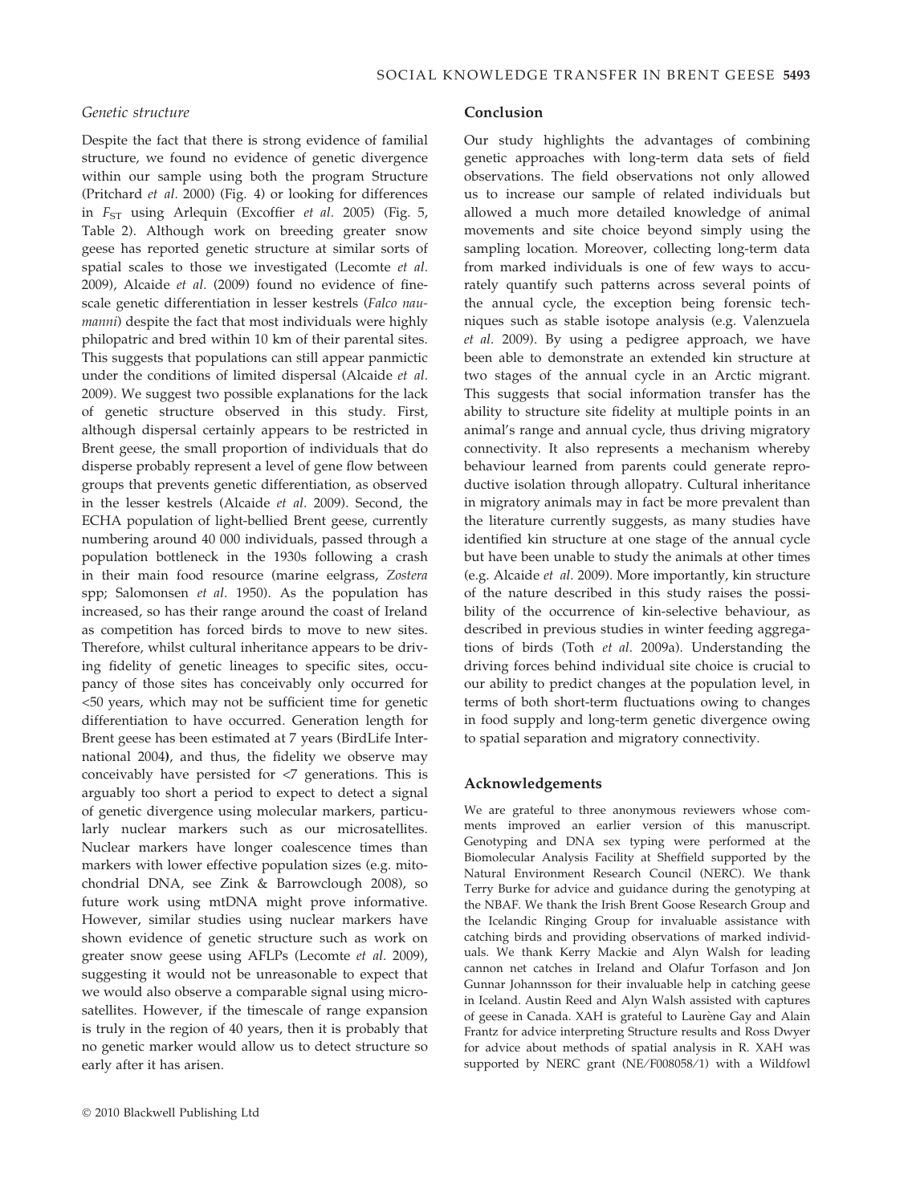*Genetic structure*

Despite the fact that there is strong evidence of familial structure, we found no evidence of genetic divergence within our sample using both the program Structure (Pritchard *et al.* 2000) (Fig. 4) or looking for differences in $F_{ST}$ using Arlequin (Excoffier *et al.* 2005) (Fig. 5, Table 2). Although work on breeding greater snow geese has reported genetic structure at similar sorts of spatial scales to those we investigated (Lecomte *et al.* 2009), Alcaide *et al.* (2009) found no evidence of fine-scale genetic differentiation in lesser kestrels (*Falco naumanni*) despite the fact that most individuals were highly philopatric and bred within 10 km of their parental sites. This suggests that populations can still appear panmictic under the conditions of limited dispersal (Alcaide *et al.* 2009). We suggest two possible explanations for the lack of genetic structure observed in this study. First, although dispersal certainly appears to be restricted in Brent geese, the small proportion of individuals that do disperse probably represent a level of gene flow between groups that prevents genetic differentiation, as observed in the lesser kestrels (Alcaide *et al.* 2009). Second, the ECHA population of light-bellied Brent geese, currently numbering around 40 000 individuals, passed through a population bottleneck in the 1930s following a crash in their main food resource (marine eelgrass, *Zostera* spp; Salomonsen *et al.* 1950). As the population has increased, so has their range around the coast of Ireland as competition has forced birds to move to new sites. Therefore, whilst cultural inheritance appears to be driving fidelity of genetic lineages to specific sites, occupancy of those sites has conceivably only occurred for <50 years, which may not be sufficient time for genetic differentiation to have occurred. Generation length for Brent geese has been estimated at 7 years (BirdLife International 2004), and thus, the fidelity we observe may conceivably have persisted for <7 generations. This is arguably too short a period to expect to detect a signal of genetic divergence using molecular markers, particularly nuclear markers such as our microsatellites. Nuclear markers have longer coalescence times than markers with lower effective population sizes (e.g. mitochondrial DNA, see Zink & Barrowclough 2008), so future work using mtDNA might prove informative. However, similar studies using nuclear markers have shown evidence of genetic structure such as work on greater snow geese using AFLPs (Lecomte *et al.* 2009), suggesting it would not be unreasonable to expect that we would also observe a comparable signal using microsatellites. However, if the timescale of range expansion is truly in the region of 40 years, then it is probably that no genetic marker would allow us to detect structure so early after it has arisen.

## Conclusion

Our study highlights the advantages of combining genetic approaches with long-term data sets of field observations. The field observations not only allowed us to increase our sample of related individuals but allowed a much more detailed knowledge of animal movements and site choice beyond simply using the sampling location. Moreover, collecting long-term data from marked individuals is one of few ways to accurately quantify such patterns across several points of the annual cycle, the exception being forensic techniques such as stable isotope analysis (e.g. Valenzuela *et al.* 2009). By using a pedigree approach, we have been able to demonstrate an extended kin structure at two stages of the annual cycle in an Arctic migrant. This suggests that social information transfer has the ability to structure site fidelity at multiple points in an animal's range and annual cycle, thus driving migratory connectivity. It also represents a mechanism whereby behaviour learned from parents could generate reproductive isolation through allopatry. Cultural inheritance in migratory animals may in fact be more prevalent than the literature currently suggests, as many studies have identified kin structure at one stage of the annual cycle but have been unable to study the animals at other times (e.g. Alcaide *et al.* 2009). More importantly, kin structure of the nature described in this study raises the possibility of the occurrence of kin-selective behaviour, as described in previous studies in winter feeding aggregations of birds (Toth *et al.* 2009a). Understanding the driving forces behind individual site choice is crucial to our ability to predict changes at the population level, in terms of both short-term fluctuations owing to changes in food supply and long-term genetic divergence owing to spatial separation and migratory connectivity.

## Acknowledgements

We are grateful to three anonymous reviewers whose comments improved an earlier version of this manuscript. Genotyping and DNA sex typing were performed at the Biomolecular Analysis Facility at Sheffield supported by the Natural Environment Research Council (NERC). We thank Terry Burke for advice and guidance during the genotyping at the NBAF. We thank the Irish Brent Goose Research Group and the Icelandic Ringing Group for invaluable assistance with catching birds and providing observations of marked individuals. We thank Kerry Mackie and Alyn Walsh for leading cannon net catches in Ireland and Olafur Torfason and Jon Gunnar Johannsson for their invaluable help in catching geese in Iceland. Austin Reed and Alyn Walsh assisted with captures of geese in Canada. XAH is grateful to Laurène Gay and Alain Frantz for advice interpreting Structure results and Ross Dwyer for advice about methods of spatial analysis in R. XAH was supported by NERC grant (NE/F008058/1) with a Wildfowl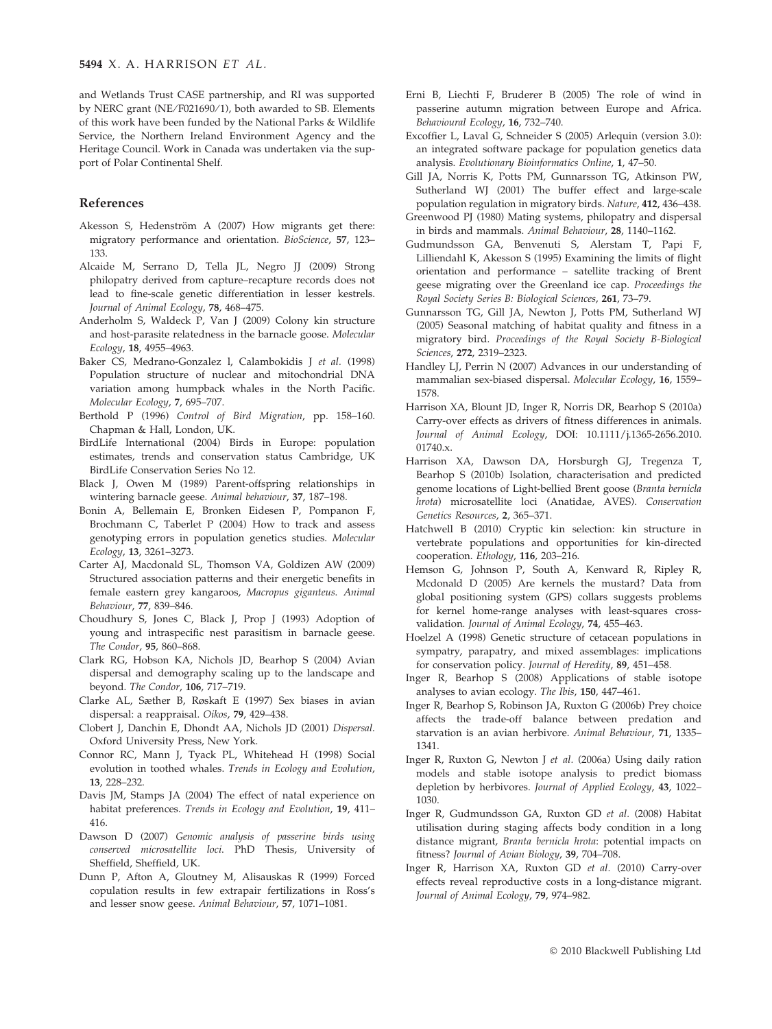and Wetlands Trust CASE partnership, and RI was supported by NERC grant (NE/F021690/1), both awarded to SB. Elements of this work have been funded by the National Parks & Wildlife Service, the Northern Ireland Environment Agency and the Heritage Council. Work in Canada was undertaken via the support of Polar Continental Shelf.

## References

Akesson S, Hedenström A (2007) How migrants get there: migratory performance and orientation. *BioScience*, **57**, 123–133.

Alcaide M, Serrano D, Tella JL, Negro JJ (2009) Strong philopatry derived from capture–recapture records does not lead to fine-scale genetic differentiation in lesser kestrels. *Journal of Animal Ecology*, **78**, 468–475.

Anderholm S, Waldeck P, Van J (2009) Colony kin structure and host-parasite relatedness in the barnacle goose. *Molecular Ecology*, **18**, 4955–4963.

Baker CS, Medrano-Gonzalez l, Calambokidis J *et al.* (1998) Population structure of nuclear and mitochondrial DNA variation among humpback whales in the North Pacific. *Molecular Ecology*, **7**, 695–707.

Berthold P (1996) *Control of Bird Migration*, pp. 158–160. Chapman & Hall, London, UK.

BirdLife International (2004) Birds in Europe: population estimates, trends and conservation status Cambridge, UK BirdLife Conservation Series No 12.

Black J, Owen M (1989) Parent-offspring relationships in wintering barnacle geese. *Animal behaviour*, **37**, 187–198.

Bonin A, Bellemain E, Bronken Eidesen P, Pompanon F, Brochmann C, Taberlet P (2004) How to track and assess genotyping errors in population genetics studies. *Molecular Ecology*, **13**, 3261–3273.

Carter AJ, Macdonald SL, Thomson VA, Goldizen AW (2009) Structured association patterns and their energetic benefits in female eastern grey kangaroos, *Macropus giganteus*. *Animal Behaviour*, **77**, 839–846.

Choudhury S, Jones C, Black J, Prop J (1993) Adoption of young and intraspecific nest parasitism in barnacle geese. *The Condor*, **95**, 860–868.

Clark RG, Hobson KA, Nichols JD, Bearhop S (2004) Avian dispersal and demography scaling up to the landscape and beyond. *The Condor*, **106**, 717–719.

Clarke AL, Sæther B, Røskaft E (1997) Sex biases in avian dispersal: a reappraisal. *Oikos*, **79**, 429–438.

Clobert J, Danchin E, Dhondt AA, Nichols JD (2001) *Dispersal*. Oxford University Press, New York.

Connor RC, Mann J, Tyack PL, Whitehead H (1998) Social evolution in toothed whales. *Trends in Ecology and Evolution*, **13**, 228–232.

Davis JM, Stamps JA (2004) The effect of natal experience on habitat preferences. *Trends in Ecology and Evolution*, **19**, 411–416.

Dawson D (2007) *Genomic analysis of passerine birds using conserved microsatellite loci*. PhD Thesis, University of Sheffield, Sheffield, UK.

Dunn P, Afton A, Gloutney M, Alisauskas R (1999) Forced copulation results in few extrapair fertilizations in Ross's and lesser snow geese. *Animal Behaviour*, **57**, 1071–1081.

Erni B, Liechti F, Bruderer B (2005) The role of wind in passerine autumn migration between Europe and Africa. *Behavioural Ecology*, **16**, 732–740.

Excoffier L, Laval G, Schneider S (2005) Arlequin (version 3.0): an integrated software package for population genetics data analysis. *Evolutionary Bioinformatics Online*, **1**, 47–50.

Gill JA, Norris K, Potts PM, Gunnarsson TG, Atkinson PW, Sutherland WJ (2001) The buffer effect and large-scale population regulation in migratory birds. *Nature*, **412**, 436–438.

Greenwood PJ (1980) Mating systems, philopatry and dispersal in birds and mammals. *Animal Behaviour*, **28**, 1140–1162.

Gudmundsson GA, Benvenuti S, Alerstam T, Papi F, Lilliendahl K, Akesson S (1995) Examining the limits of flight orientation and performance – satellite tracking of Brent geese migrating over the Greenland ice cap. *Proceedings the Royal Society Series B: Biological Sciences*, **261**, 73–79.

Gunnarsson TG, Gill JA, Newton J, Potts PM, Sutherland WJ (2005) Seasonal matching of habitat quality and fitness in a migratory bird. *Proceedings of the Royal Society B-Biological Sciences*, **272**, 2319–2323.

Handley LJ, Perrin N (2007) Advances in our understanding of mammalian sex-biased dispersal. *Molecular Ecology*, **16**, 1559–1578.

Harrison XA, Blount JD, Inger R, Norris DR, Bearhop S (2010a) Carry-over effects as drivers of fitness differences in animals. *Journal of Animal Ecology*, DOI: 10.1111/j.1365-2656.2010.01740.x.

Harrison XA, Dawson DA, Horsburgh GJ, Tregenza T, Bearhop S (2010b) Isolation, characterisation and predicted genome locations of Light-bellied Brent goose (*Branta bernicla hrota*) microsatellite loci (Anatidae, AVES). *Conservation Genetics Resources*, **2**, 365–371.

Hatchwell B (2010) Cryptic kin selection: kin structure in vertebrate populations and opportunities for kin-directed cooperation. *Ethology*, **116**, 203–216.

Hemson G, Johnson P, South A, Kenward R, Ripley R, Mcdonald D (2005) Are kernels the mustard? Data from global positioning system (GPS) collars suggests problems for kernel home-range analyses with least-squares cross-validation. *Journal of Animal Ecology*, **74**, 455–463.

Hoelzel A (1998) Genetic structure of cetacean populations in sympatry, parapatry, and mixed assemblages: implications for conservation policy. *Journal of Heredity*, **89**, 451–458.

Inger R, Bearhop S (2008) Applications of stable isotope analyses to avian ecology. *The Ibis*, **150**, 447–461.

Inger R, Bearhop S, Robinson JA, Ruxton G (2006b) Prey choice affects the trade-off balance between predation and starvation is an avian herbivore. *Animal Behaviour*, **71**, 1335–1341.

Inger R, Ruxton G, Newton J *et al.* (2006a) Using daily ration models and stable isotope analysis to predict biomass depletion by herbivores. *Journal of Applied Ecology*, **43**, 1022–1030.

Inger R, Gudmundsson GA, Ruxton GD *et al.* (2008) Habitat utilisation during staging affects body condition in a long distance migrant, *Branta bernicla hrota*: potential impacts on fitness? *Journal of Avian Biology*, **39**, 704–708.

Inger R, Harrison XA, Ruxton GD *et al.* (2010) Carry-over effects reveal reproductive costs in a long-distance migrant. *Journal of Animal Ecology*, **79**, 974–982.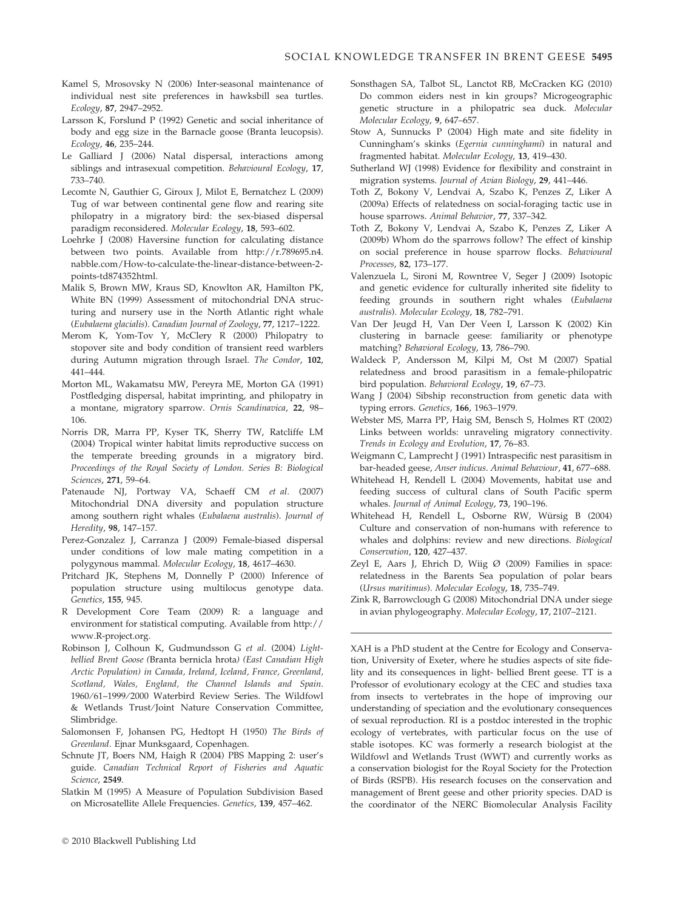Kamel S, Mrosovsky N (2006) Inter-seasonal maintenance of individual nest site preferences in hawksbill sea turtles. *Ecology*, **87**, 2947–2952.

Larsson K, Forslund P (1992) Genetic and social inheritance of body and egg size in the Barnacle goose (Branta leucopsis). *Ecology*, **46**, 235–244.

Le Galliard J (2006) Natal dispersal, interactions among siblings and intrasexual competition. *Behavioural Ecology*, **17**, 733–740.

Lecomte N, Gauthier G, Giroux J, Milot E, Bernatchez L (2009) Tug of war between continental gene flow and rearing site philopatry in a migratory bird: the sex-biased dispersal paradigm reconsidered. *Molecular Ecology*, **18**, 593–602.

Loehrke J (2008) Haversine function for calculating distance between two points. Available from http://r.789695.n4.nabble.com/How-to-calculate-the-linear-distance-between-2-points-td874352html.

Malik S, Brown MW, Kraus SD, Knowlton AR, Hamilton PK, White BN (1999) Assessment of mitochondrial DNA structuring and nursery use in the North Atlantic right whale (*Eubalaena glacialis*). *Canadian Journal of Zoology*, **77**, 1217–1222.

Merom K, Yom-Tov Y, McClery R (2000) Philopatry to stopover site and body condition of transient reed warblers during Autumn migration through Israel. *The Condor*, **102**, 441–444.

Morton ML, Wakamatsu MW, Pereyra ME, Morton GA (1991) Postfledging dispersal, habitat imprinting, and philopatry in a montane, migratory sparrow. *Ornis Scandinavica*, **22**, 98–106.

Norris DR, Marra PP, Kyser TK, Sherry TW, Ratcliffe LM (2004) Tropical winter habitat limits reproductive success on the temperate breeding grounds in a migratory bird. *Proceedings of the Royal Society of London. Series B: Biological Sciences*, **271**, 59–64.

Patenaude NJ, Portway VA, Schaeff CM *et al.* (2007) Mitochondrial DNA diversity and population structure among southern right whales (*Eubalaena australis*). *Journal of Heredity*, **98**, 147–157.

Perez-Gonzalez J, Carranza J (2009) Female-biased dispersal under conditions of low male mating competition in a polygynous mammal. *Molecular Ecology*, **18**, 4617–4630.

Pritchard JK, Stephens M, Donnelly P (2000) Inference of population structure using multilocus genotype data. *Genetics*, **155**, 945.

R Development Core Team (2009) R: a language and environment for statistical computing. Available from http://www.R-project.org.

Robinson J, Colhoun K, Gudmundsson G *et al.* (2004) *Light-bellied Brent Goose (*Branta bernicla hrota*) (East Canadian High Arctic Population) in Canada, Ireland, Iceland, France, Greenland, Scotland, Wales, England, the Channel Islands and Spain.* 1960/61–1999/2000 Waterbird Review Series. The Wildfowl & Wetlands Trust/Joint Nature Conservation Committee, Slimbridge.

Salomonsen F, Johansen PG, Hedtopt H (1950) *The Birds of Greenland*. Ejnar Munksgaard, Copenhagen.

Schnute JT, Boers NM, Haigh R (2004) PBS Mapping 2: user's guide. *Canadian Technical Report of Fisheries and Aquatic Science*, **2549**.

Slatkin M (1995) A Measure of Population Subdivision Based on Microsatellite Allele Frequencies. *Genetics*, **139**, 457–462.

Sonsthagen SA, Talbot SL, Lanctot RB, McCracken KG (2010) Do common eiders nest in kin groups? Microgeographic genetic structure in a philopatric sea duck. *Molecular Molecular Ecology*, **9**, 647–657.

Stow A, Sunnucks P (2004) High mate and site fidelity in Cunningham's skinks (*Egernia cunninghami*) in natural and fragmented habitat. *Molecular Ecology*, **13**, 419–430.

Sutherland WJ (1998) Evidence for flexibility and constraint in migration systems. *Journal of Avian Biology*, **29**, 441–446.

Toth Z, Bokony V, Lendvai A, Szabo K, Penzes Z, Liker A (2009a) Effects of relatedness on social-foraging tactic use in house sparrows. *Animal Behavior*, **77**, 337–342.

Toth Z, Bokony V, Lendvai A, Szabo K, Penzes Z, Liker A (2009b) Whom do the sparrows follow? The effect of kinship on social preference in house sparrow flocks. *Behavioural Processes*, **82**, 173–177.

Valenzuela L, Sironi M, Rowntree V, Seger J (2009) Isotopic and genetic evidence for culturally inherited site fidelity to feeding grounds in southern right whales (*Eubalaena australis*). *Molecular Ecology*, **18**, 782–791.

Van Der Jeugd H, Van Der Veen I, Larsson K (2002) Kin clustering in barnacle geese: familiarity or phenotype matching? *Behavioral Ecology*, **13**, 786–790.

Waldeck P, Andersson M, Kilpi M, Ost M (2007) Spatial relatedness and brood parasitism in a female-philopatric bird population. *Behavioral Ecology*, **19**, 67–73.

Wang J (2004) Sibship reconstruction from genetic data with typing errors. *Genetics*, **166**, 1963–1979.

Webster MS, Marra PP, Haig SM, Bensch S, Holmes RT (2002) Links between worlds: unraveling migratory connectivity. *Trends in Ecology and Evolution*, **17**, 76–83.

Weigmann C, Lamprecht J (1991) Intraspecific nest parasitism in bar-headed geese, *Anser indicus*. *Animal Behaviour*, **41**, 677–688.

Whitehead H, Rendell L (2004) Movements, habitat use and feeding success of cultural clans of South Pacific sperm whales. *Journal of Animal Ecology*, **73**, 190–196.

Whitehead H, Rendell L, Osborne RW, Würsig B (2004) Culture and conservation of non-humans with reference to whales and dolphins: review and new directions. *Biological Conservation*, **120**, 427–437.

Zeyl E, Aars J, Ehrich D, Wiig Ø (2009) Families in space: relatedness in the Barents Sea population of polar bears (*Ursus maritimus*). *Molecular Ecology*, **18**, 735–749.

Zink R, Barrowclough G (2008) Mitochondrial DNA under siege in avian phylogeography. *Molecular Ecology*, **17**, 2107–2121.

---

XAH is a PhD student at the Centre for Ecology and Conservation, University of Exeter, where he studies aspects of site fidelity and its consequences in light- bellied Brent geese. TT is a Professor of evolutionary ecology at the CEC and studies taxa from insects to vertebrates in the hope of improving our understanding of speciation and the evolutionary consequences of sexual reproduction. RI is a postdoc interested in the trophic ecology of vertebrates, with particular focus on the use of stable isotopes. KC was formerly a research biologist at the Wildfowl and Wetlands Trust (WWT) and currently works as a conservation biologist for the Royal Society for the Protection of Birds (RSPB). His research focuses on the conservation and management of Brent geese and other priority species. DAD is the coordinator of the NERC Biomolecular Analysis Facility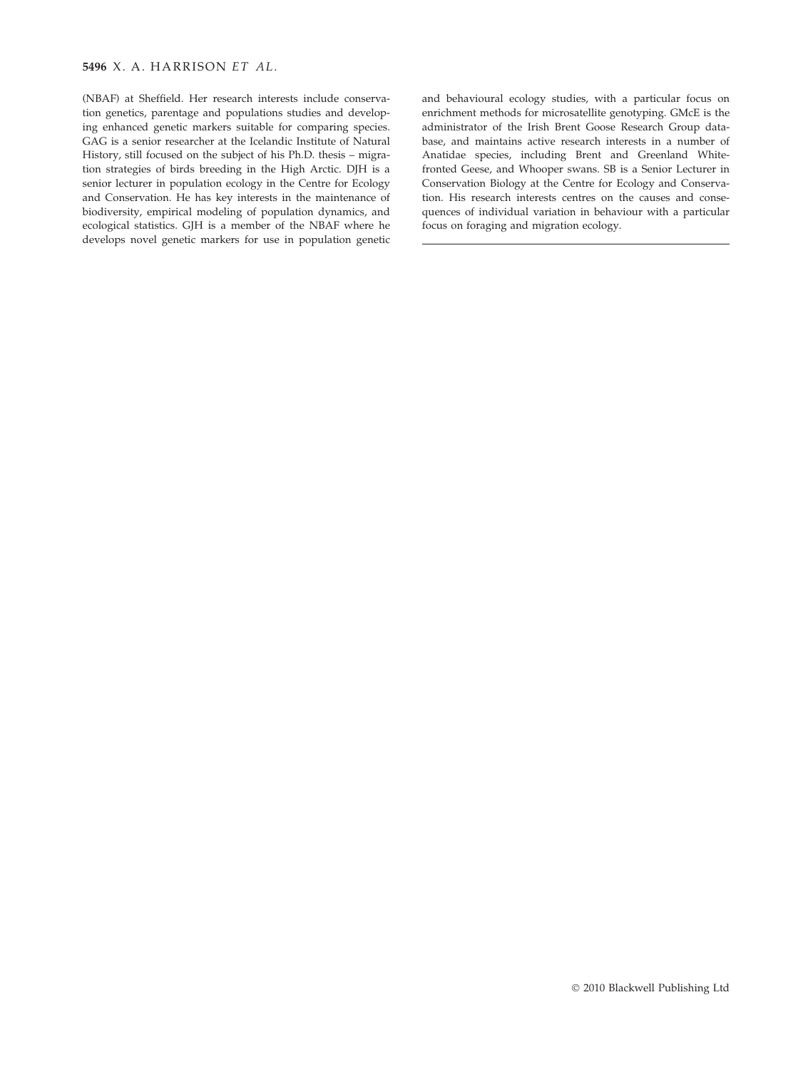(NBAF) at Sheffield. Her research interests include conservation genetics, parentage and populations studies and developing enhanced genetic markers suitable for comparing species. GAG is a senior researcher at the Icelandic Institute of Natural History, still focused on the subject of his Ph.D. thesis – migration strategies of birds breeding in the High Arctic. DJH is a senior lecturer in population ecology in the Centre for Ecology and Conservation. He has key interests in the maintenance of biodiversity, empirical modeling of population dynamics, and ecological statistics. GJH is a member of the NBAF where he develops novel genetic markers for use in population genetic and behavioural ecology studies, with a particular focus on enrichment methods for microsatellite genotyping. GMcE is the administrator of the Irish Brent Goose Research Group database, and maintains active research interests in a number of Anatidae species, including Brent and Greenland White-fronted Geese, and Whooper swans. SB is a Senior Lecturer in Conservation Biology at the Centre for Ecology and Conservation. His research interests centres on the causes and consequences of individual variation in behaviour with a particular focus on foraging and migration ecology.